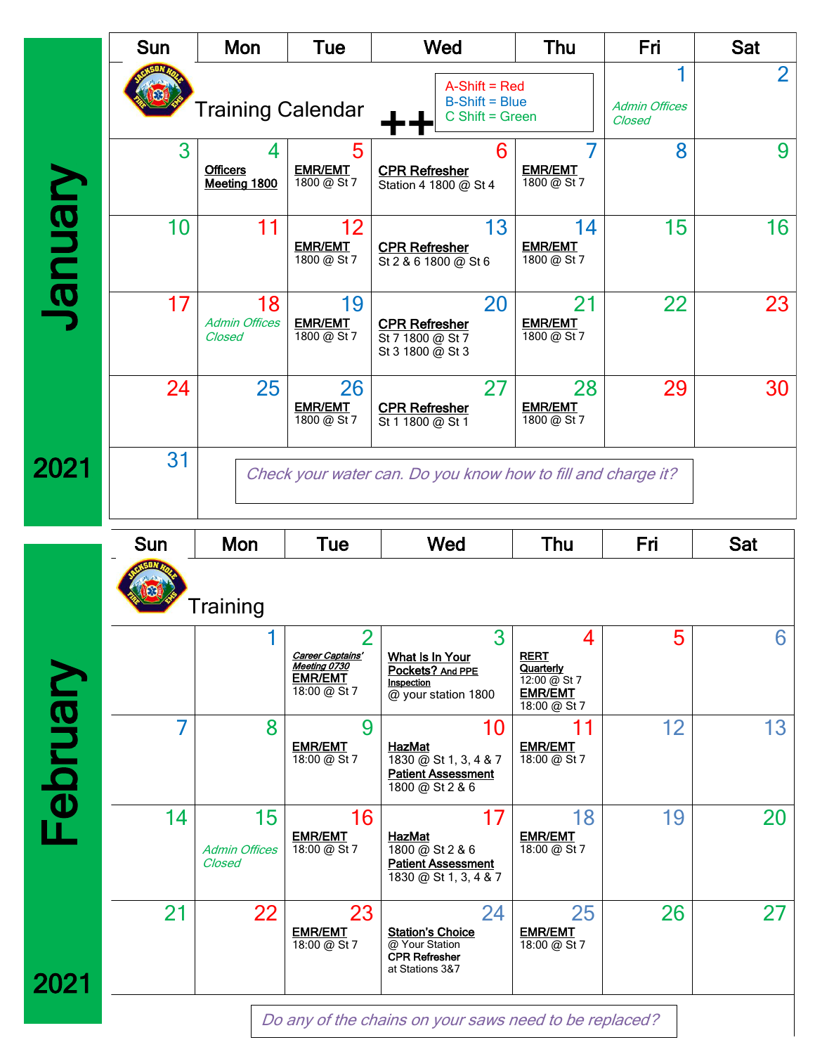# January 2021

Training Calendar

A-Shift = Red
B-Shift = Blue
C Shift = Green

| Sun | Mon | Tue | Wed | Thu | Fri | Sat |
|---|---|---|---|---|---|---|
| | | | | | 1 *Admin Offices Closed* | 2 |
| 3 | 4 **Officers Meeting 1800** | 5 **EMR/EMT** 1800 @ St 7 | 6 **CPR Refresher** Station 4 1800 @ St 4 | 7 **EMR/EMT** 1800 @ St 7 | 8 | 9 |
| 10 | 11 | 12 **EMR/EMT** 1800 @ St 7 | 13 **CPR Refresher** St 2 & 6 1800 @ St 6 | 14 **EMR/EMT** 1800 @ St 7 | 15 | 16 |
| 17 | 18 *Admin Offices Closed* | 19 **EMR/EMT** 1800 @ St 7 | 20 **CPR Refresher** St 7 1800 @ St 7 St 3 1800 @ St 3 | 21 **EMR/EMT** 1800 @ St 7 | 22 | 23 |
| 24 | 25 | 26 **EMR/EMT** 1800 @ St 7 | 27 **CPR Refresher** St 1 1800 @ St 1 | 28 **EMR/EMT** 1800 @ St 7 | 29 | 30 |
| 31 | | | | | | |

*Check your water can. Do you know how to fill and charge it?*

# February 2021

Training

| Sun | Mon | Tue | Wed | Thu | Fri | Sat |
|---|---|---|---|---|---|---|
| | 1 | 2 ***Career Captains' Meeting 0730*** **EMR/EMT** 18:00 @ St 7 | 3 **What Is In Your Pockets? And PPE Inspection** @ your station 1800 | 4 **RERT Quarterly** 12:00 @ St 7 **EMR/EMT** 18:00 @ St 7 | 5 | 6 |
| 7 | 8 | 9 **EMR/EMT** 18:00 @ St 7 | 10 **HazMat** 1830 @ St 1, 3, 4 & 7 **Patient Assessment** 1800 @ St 2 & 6 | 11 **EMR/EMT** 18:00 @ St 7 | 12 | 13 |
| 14 | 15 *Admin Offices Closed* | 16 **EMR/EMT** 18:00 @ St 7 | 17 **HazMat** 1800 @ St 2 & 6 **Patient Assessment** 1830 @ St 1, 3, 4 & 7 | 18 **EMR/EMT** 18:00 @ St 7 | 19 | 20 |
| 21 | 22 | 23 **EMR/EMT** 18:00 @ St 7 | 24 **Station's Choice** @ Your Station **CPR Refresher** at Stations 3&7 | 25 **EMR/EMT** 18:00 @ St 7 | 26 | 27 |

*Do any of the chains on your saws need to be replaced?*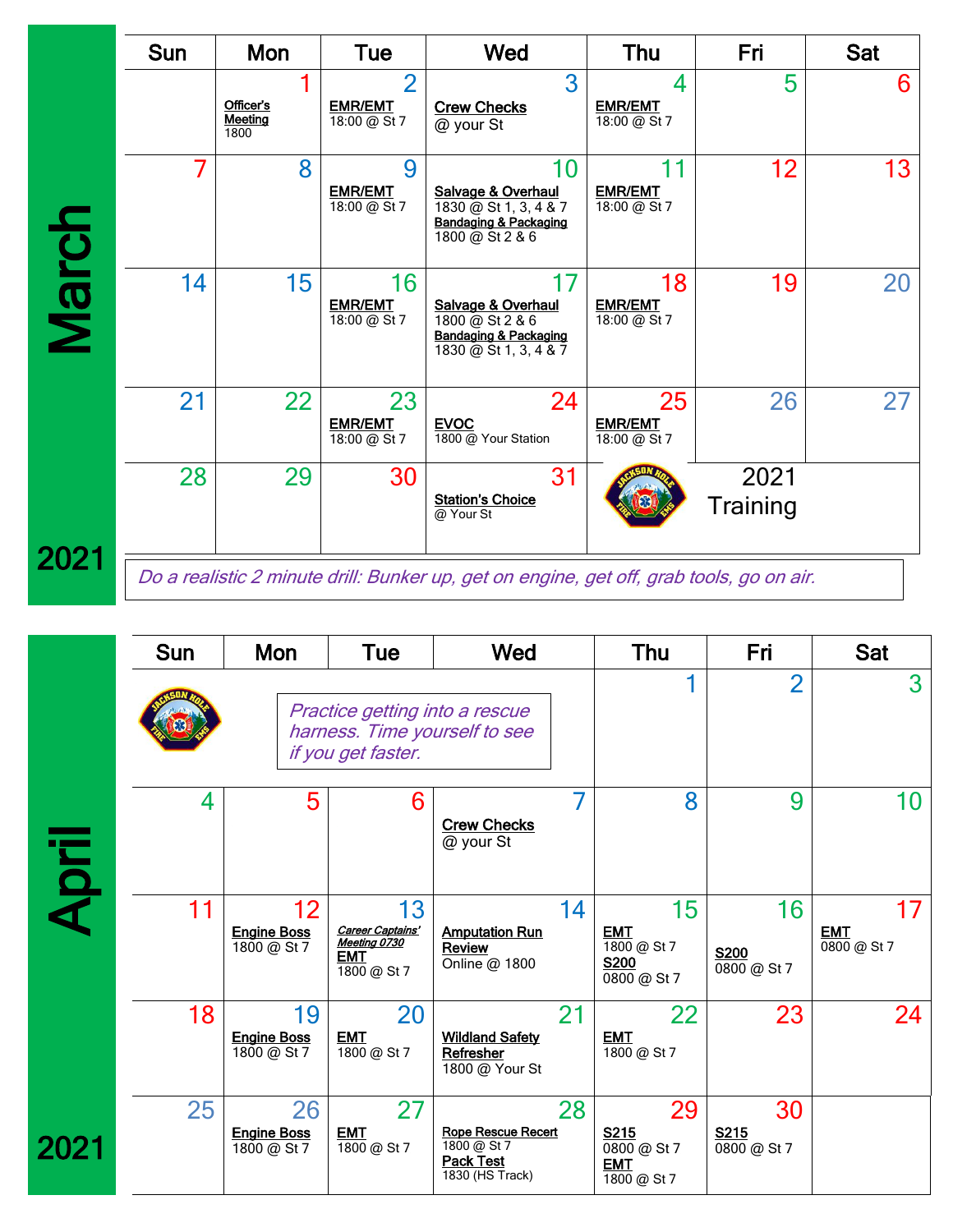## March 2021

| Sun | Mon | Tue | Wed | Thu | Fri | Sat |
|---|---|---|---|---|---|---|
| | 1 **Officer's Meeting** 1800 | 2 **EMR/EMT** 18:00 @ St 7 | 3 **Crew Checks** @ your St | 4 **EMR/EMT** 18:00 @ St 7 | 5 | 6 |
| 7 | 8 | 9 **EMR/EMT** 18:00 @ St 7 | 10 **Salvage & Overhaul** 1830 @ St 1, 3, 4 & 7 **Bandaging & Packaging** 1800 @ St 2 & 6 | 11 **EMR/EMT** 18:00 @ St 7 | 12 | 13 |
| 14 | 15 | 16 **EMR/EMT** 18:00 @ St 7 | 17 **Salvage & Overhaul** 1800 @ St 2 & 6 **Bandaging & Packaging** 1830 @ St 1, 3, 4 & 7 | 18 **EMR/EMT** 18:00 @ St 7 | 19 | 20 |
| 21 | 22 | 23 **EMR/EMT** 18:00 @ St 7 | 24 **EVOC** 1800 @ Your Station | 25 **EMR/EMT** 18:00 @ St 7 | 26 | 27 |
| 28 | 29 | 30 | 31 **Station's Choice** @ Your St | 2021 Training | | |

*Do a realistic 2 minute drill: Bunker up, get on engine, get off, grab tools, go on air.*

## April 2021

| Sun | Mon | Tue | Wed | Thu | Fri | Sat |
|---|---|---|---|---|---|---|
| | *Practice getting into a rescue harness. Time yourself to see if you get faster.* | | | 1 | 2 | 3 |
| 4 | 5 | 6 | 7 **Crew Checks** @ your St | 8 | 9 | 10 |
| 11 | 12 **Engine Boss** 1800 @ St 7 | 13 ***Career Captains' Meeting 0730*** **EMT** 1800 @ St 7 | 14 **Amputation Run Review** Online @ 1800 | 15 **EMT** 1800 @ St 7 **S200** 0800 @ St 7 | 16 **S200** 0800 @ St 7 | 17 **EMT** 0800 @ St 7 |
| 18 | 19 **Engine Boss** 1800 @ St 7 | 20 **EMT** 1800 @ St 7 | 21 **Wildland Safety Refresher** 1800 @ Your St | 22 **EMT** 1800 @ St 7 | 23 | 24 |
| 25 | 26 **Engine Boss** 1800 @ St 7 | 27 **EMT** 1800 @ St 7 | 28 **Rope Rescue Recert** 1800 @ St 7 **Pack Test** 1830 (HS Track) | 29 **S215** 0800 @ St 7 **EMT** 1800 @ St 7 | 30 **S215** 0800 @ St 7 | |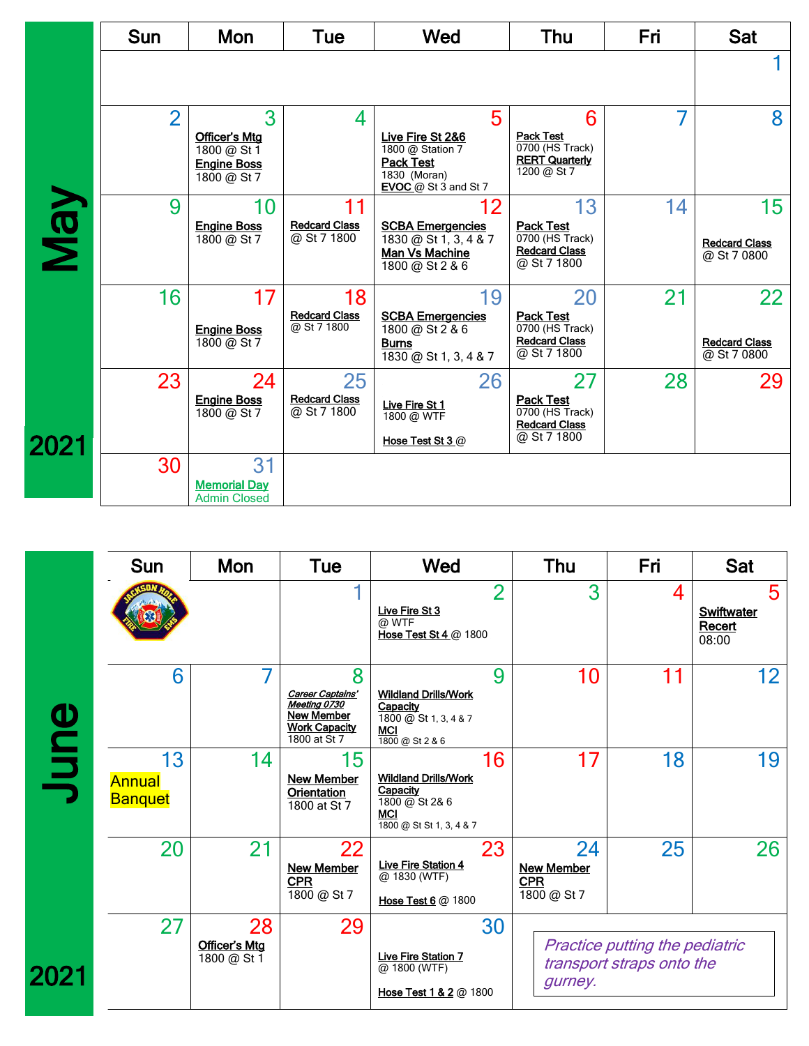## May 2021

| Sun | Mon | Tue | Wed | Thu | Fri | Sat |
|---|---|---|---|---|---|---|
| | | | | | | 1 |
| 2 | 3<br>Officer's Mtg<br>1800 @ St 1<br>Engine Boss<br>1800 @ St 7 | 4 | 5<br>Live Fire St 2&6<br>1800 @ Station 7<br>Pack Test<br>1830 (Moran)<br>EVOC @ St 3 and St 7 | 6<br>Pack Test<br>0700 (HS Track)<br>RERT Quarterly<br>1200 @ St 7 | 7 | 8 |
| 9 | 10<br>Engine Boss<br>1800 @ St 7 | 11<br>Redcard Class<br>@ St 7 1800 | 12<br>SCBA Emergencies<br>1830 @ St 1, 3, 4 & 7<br>Man Vs Machine<br>1800 @ St 2 & 6 | 13<br>Pack Test<br>0700 (HS Track)<br>Redcard Class<br>@ St 7 1800 | 14 | 15<br>Redcard Class<br>@ St 7 0800 |
| 16 | 17<br>Engine Boss<br>1800 @ St 7 | 18<br>Redcard Class<br>@ St 7 1800 | 19<br>SCBA Emergencies<br>1800 @ St 2 & 6<br>Burns<br>1830 @ St 1, 3, 4 & 7 | 20<br>Pack Test<br>0700 (HS Track)<br>Redcard Class<br>@ St 7 1800 | 21 | 22<br>Redcard Class<br>@ St 7 0800 |
| 23 | 24<br>Engine Boss<br>1800 @ St 7 | 25<br>Redcard Class<br>@ St 7 1800 | 26<br>Live Fire St 1<br>1800 @ WTF<br>Hose Test St 3 @ | 27<br>Pack Test<br>0700 (HS Track)<br>Redcard Class<br>@ St 7 1800 | 28 | 29 |
| 30 | 31<br>Memorial Day<br>Admin Closed | | | | | |

## June 2021

| Sun | Mon | Tue | Wed | Thu | Fri | Sat |
|---|---|---|---|---|---|---|
| | | 1 | 2<br>Live Fire St 3<br>@ WTF<br>Hose Test St 4 @ 1800 | 3 | 4 | 5<br>Swiftwater Recert<br>08:00 |
| 6 | 7 | 8<br>*Career Captains' Meeting 0730*<br>New Member Work Capacity<br>1800 at St 7 | 9<br>Wildland Drills/Work Capacity<br>1800 @ St 1, 3, 4 & 7<br>MCI<br>1800 @ St 2 & 6 | 10 | 11 | 12 |
| 13<br>Annual Banquet | 14 | 15<br>New Member Orientation<br>1800 at St 7 | 16<br>Wildland Drills/Work Capacity<br>1800 @ St 2& 6<br>MCI<br>1800 @ St St 1, 3, 4 & 7 | 17 | 18 | 19 |
| 20 | 21 | 22<br>New Member CPR<br>1800 @ St 7 | 23<br>Live Fire Station 4<br>@ 1830 (WTF)<br>Hose Test 6 @ 1800 | 24<br>New Member CPR<br>1800 @ St 7 | 25 | 26 |
| 27 | 28<br>Officer's Mtg<br>1800 @ St 1 | 29 | 30<br>Live Fire Station 7<br>@ 1800 (WTF)<br>Hose Test 1 & 2 @ 1800 | | | |

*Practice putting the pediatric transport straps onto the gurney.*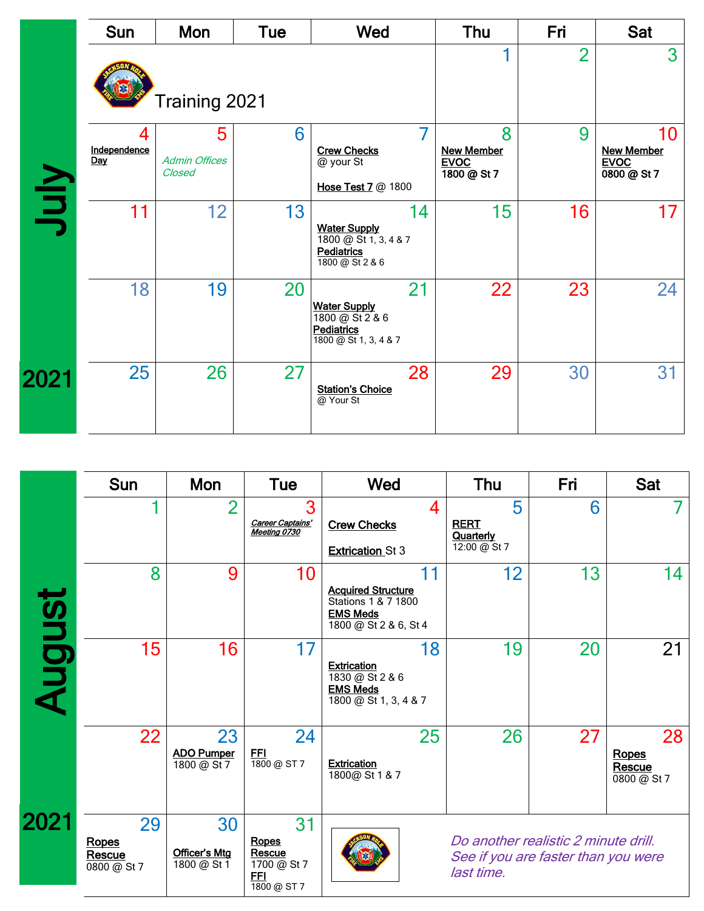# July 2021

Training 2021

| Sun | Mon | Tue | Wed | Thu | Fri | Sat |
|---|---|---|---|---|---|---|
| | | | | 1 | 2 | 3 |
| 4 **Independence Day** | 5 *Admin Offices Closed* | 6 | 7 **Crew Checks** @ your St<br>**Hose Test 7** @ 1800 | 8 **New Member EVOC** 1800 @ St 7 | 9 | 10 **New Member EVOC** 0800 @ St 7 |
| 11 | 12 | 13 | 14 **Water Supply** 1800 @ St 1, 3, 4 & 7<br>**Pediatrics** 1800 @ St 2 & 6 | 15 | 16 | 17 |
| 18 | 19 | 20 | 21 **Water Supply** 1800 @ St 2 & 6<br>**Pediatrics** 1800 @ St 1, 3, 4 & 7 | 22 | 23 | 24 |
| 25 | 26 | 27 | 28 **Station's Choice** @ Your St | 29 | 30 | 31 |

# August 2021

| Sun | Mon | Tue | Wed | Thu | Fri | Sat |
|---|---|---|---|---|---|---|
| 1 | 2 | 3 ***Career Captains' Meeting 0730*** | 4 **Crew Checks**<br>**Extrication** St 3 | 5 **RERT Quarterly** 12:00 @ St 7 | 6 | 7 |
| 8 | 9 | 10 | 11 **Acquired Structure** Stations 1 & 7 1800<br>**EMS Meds** 1800 @ St 2 & 6, St 4 | 12 | 13 | 14 |
| 15 | 16 | 17 | 18 **Extrication** 1830 @ St 2 & 6<br>**EMS Meds** 1800 @ St 1, 3, 4 & 7 | 19 | 20 | 21 |
| 22 | 23 **ADO Pumper** 1800 @ St 7 | 24 **FFI** 1800 @ ST 7 | 25 **Extrication** 1800@ St 1 & 7 | 26 | 27 | 28 **Ropes Rescue** 0800 @ St 7 |
| 29 **Ropes Rescue** 0800 @ St 7 | 30 **Officer's Mtg** 1800 @ St 1 | 31 **Ropes Rescue** 1700 @ St 7<br>**FFI** 1800 @ ST 7 | *Do another realistic 2 minute drill. See if you are faster than you were last time.* | | | |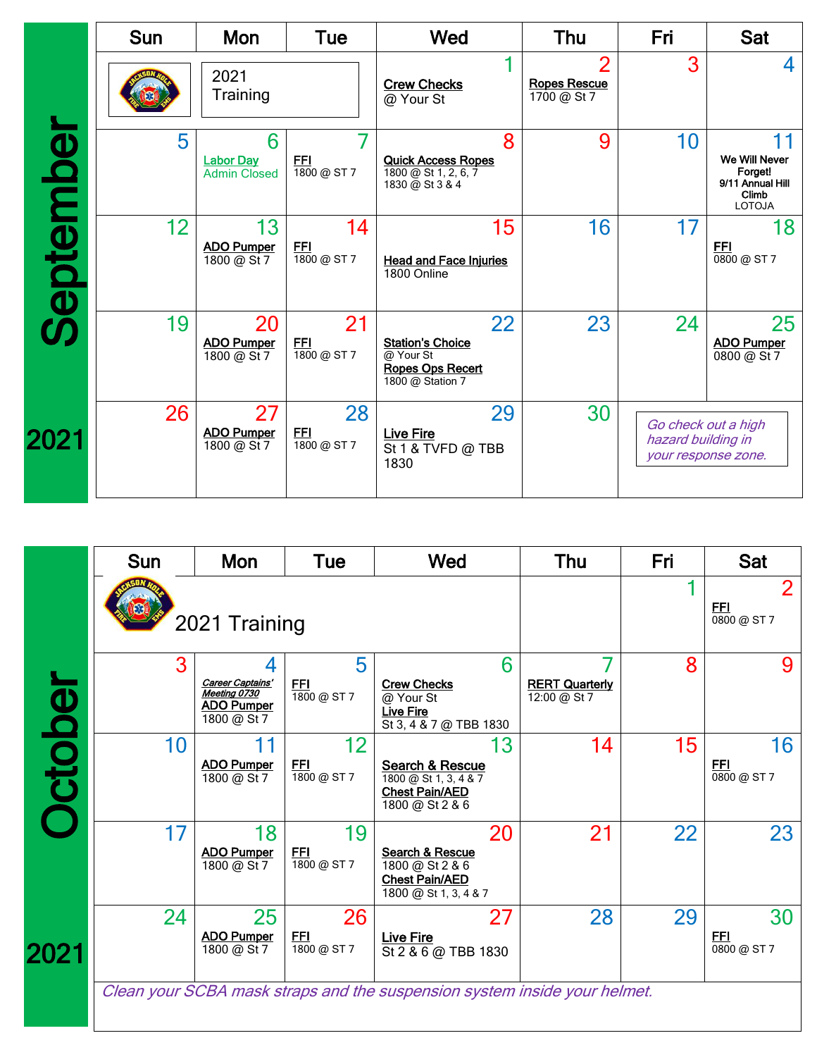## September 2021

| Sun | Mon | Tue | Wed | Thu | Fri | Sat |
|---|---|---|---|---|---|---|
| | 2021 Training | | 1<br>**Crew Checks**<br>@ Your St | 2<br>**Ropes Rescue**<br>1700 @ St 7 | 3 | 4 |
| 5 | 6<br>**Labor Day**<br>Admin Closed | 7<br>**FFI**<br>1800 @ ST 7 | 8<br>**Quick Access Ropes**<br>1800 @ St 1, 2, 6, 7<br>1830 @ St 3 & 4 | 9 | 10 | 11<br>We Will Never Forget!<br>9/11 Annual Hill Climb<br>LOTOJA |
| 12 | 13<br>**ADO Pumper**<br>1800 @ St 7 | 14<br>**FFI**<br>1800 @ ST 7 | 15<br>**Head and Face Injuries**<br>1800 Online | 16 | 17 | 18<br>**FFI**<br>0800 @ ST 7 |
| 19 | 20<br>**ADO Pumper**<br>1800 @ St 7 | 21<br>**FFI**<br>1800 @ ST 7 | 22<br>**Station's Choice**<br>@ Your St<br>**Ropes Ops Recert**<br>1800 @ Station 7 | 23 | 24 | 25<br>**ADO Pumper**<br>0800 @ St 7 |
| 26 | 27<br>**ADO Pumper**<br>1800 @ St 7 | 28<br>**FFI**<br>1800 @ ST 7 | 29<br>**Live Fire**<br>St 1 & TVFD @ TBB 1830 | 30 | *Go check out a high hazard building in your response zone.* | |

## October 2021

| Sun | Mon | Tue | Wed | Thu | Fri | Sat |
|---|---|---|---|---|---|---|
| 2021 Training | | | | | 1 | 2<br>**FFI**<br>0800 @ ST 7 |
| 3 | 4<br>***Career Captains' Meeting 0730***<br>**ADO Pumper**<br>1800 @ St 7 | 5<br>**FFI**<br>1800 @ ST 7 | 6<br>**Crew Checks**<br>@ Your St<br>**Live Fire**<br>St 3, 4 & 7 @ TBB 1830 | 7<br>**RERT Quarterly**<br>12:00 @ St 7 | 8 | 9 |
| 10 | 11<br>**ADO Pumper**<br>1800 @ St 7 | 12<br>**FFI**<br>1800 @ ST 7 | 13<br>**Search & Rescue**<br>1800 @ St 1, 3, 4 & 7<br>**Chest Pain/AED**<br>1800 @ St 2 & 6 | 14 | 15 | 16<br>**FFI**<br>0800 @ ST 7 |
| 17 | 18<br>**ADO Pumper**<br>1800 @ St 7 | 19<br>**FFI**<br>1800 @ ST 7 | 20<br>**Search & Rescue**<br>1800 @ St 2 & 6<br>**Chest Pain/AED**<br>1800 @ St 1, 3, 4 & 7 | 21 | 22 | 23 |
| 24 | 25<br>**ADO Pumper**<br>1800 @ St 7 | 26<br>**FFI**<br>1800 @ ST 7 | 27<br>**Live Fire**<br>St 2 & 6 @ TBB 1830 | 28 | 29 | 30<br>**FFI**<br>0800 @ ST 7 |

*Clean your SCBA mask straps and the suspension system inside your helmet.*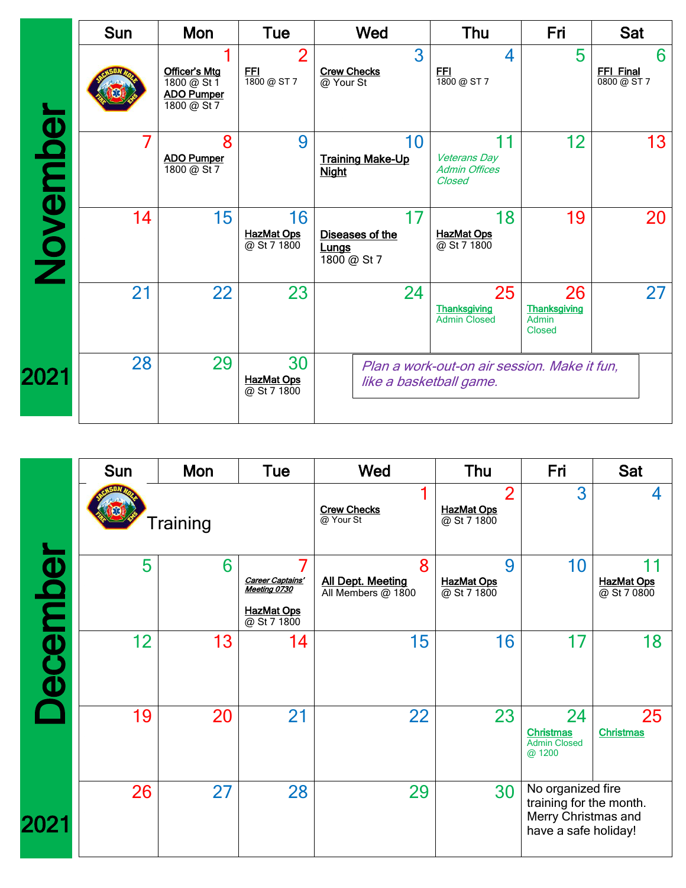# November 2021

| Sun | Mon | Tue | Wed | Thu | Fri | Sat |
|---|---|---|---|---|---|---|
| | 1<br>**Officer's Mtg**<br>1800 @ St 1<br>**ADO Pumper**<br>1800 @ St 7 | 2<br>**FFI**<br>1800 @ ST 7 | 3<br>**Crew Checks**<br>@ Your St | 4<br>**FFI**<br>1800 @ ST 7 | 5 | 6<br>**FFI Final**<br>0800 @ ST 7 |
| 7 | 8<br>**ADO Pumper**<br>1800 @ St 7 | 9 | 10<br>**Training Make-Up Night** | 11<br>*Veterans Day*<br>*Admin Offices Closed* | 12 | 13 |
| 14 | 15 | 16<br>**HazMat Ops**<br>@ St 7 1800 | 17<br>**Diseases of the Lungs**<br>1800 @ St 7 | 18<br>**HazMat Ops**<br>@ St 7 1800 | 19 | 20 |
| 21 | 22 | 23 | 24 | 25<br>**Thanksgiving**<br>Admin Closed | 26<br>**Thanksgiving**<br>Admin Closed | 27 |
| 28 | 29 | 30<br>**HazMat Ops**<br>@ St 7 1800 | *Plan a work-out-on air session. Make it fun, like a basketball game.* | | | |

# December 2021

| Sun | Mon | Tue | Wed | Thu | Fri | Sat |
|---|---|---|---|---|---|---|
| Training | | | 1<br>**Crew Checks**<br>@ Your St | 2<br>**HazMat Ops**<br>@ St 7 1800 | 3 | 4 |
| 5 | 6 | 7<br>***Career Captains' Meeting 0730***<br>**HazMat Ops**<br>@ St 7 1800 | 8<br>**All Dept. Meeting**<br>All Members @ 1800 | 9<br>**HazMat Ops**<br>@ St 7 1800 | 10 | 11<br>**HazMat Ops**<br>@ St 7 0800 |
| 12 | 13 | 14 | 15 | 16 | 17 | 18 |
| 19 | 20 | 21 | 22 | 23 | 24<br>**Christmas**<br>Admin Closed @ 1200 | 25<br>**Christmas** |
| 26 | 27 | 28 | 29 | 30 | No organized fire training for the month. Merry Christmas and have a safe holiday! | |